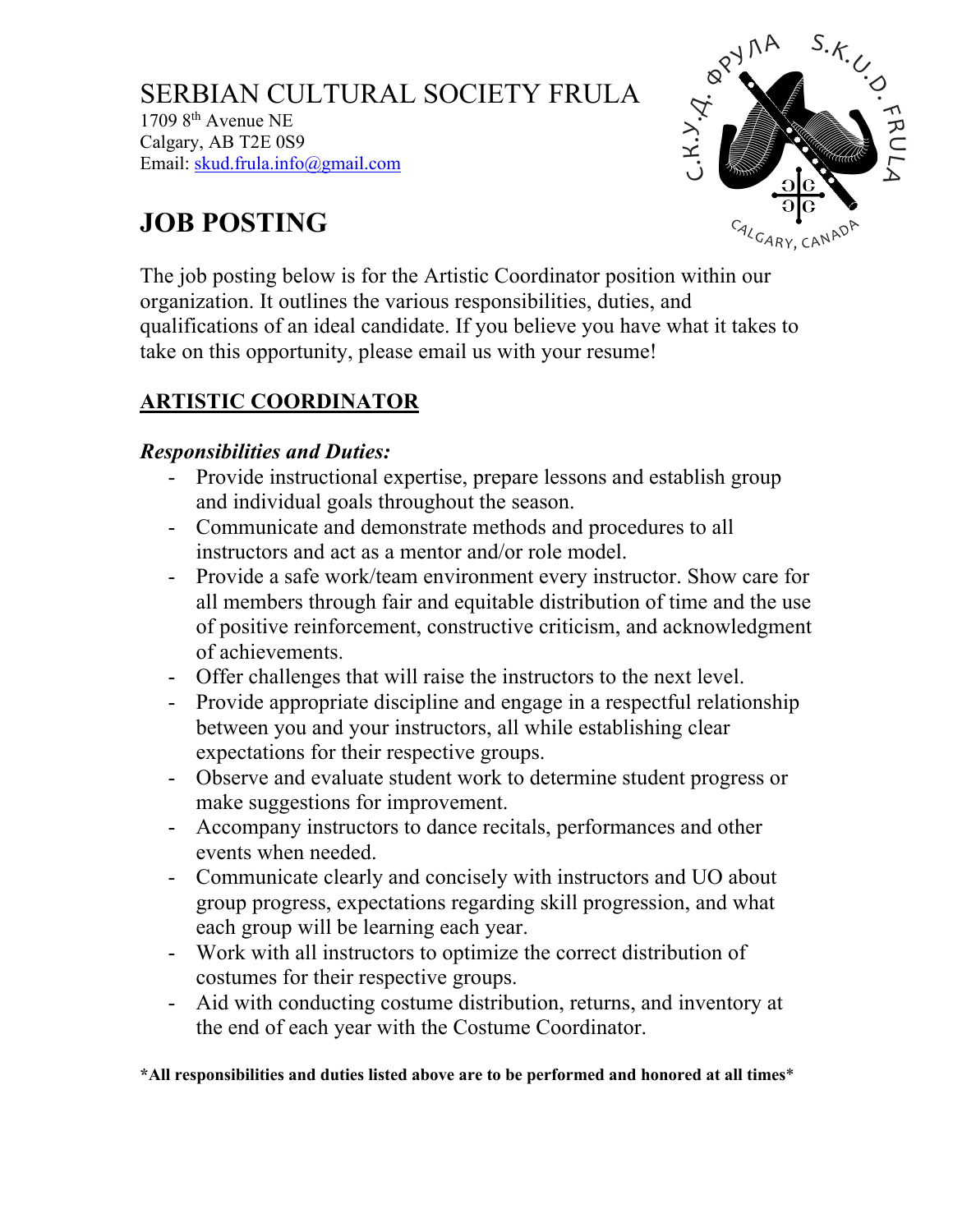SERBIAN CULTURAL SOCIETY FRULA
1709 8th Avenue NE
Calgary, AB T2E 0S9
Email: skud.frula.info@gmail.com

# JOB POSTING

The job posting below is for the Artistic Coordinator position within our organization. It outlines the various responsibilities, duties, and qualifications of an ideal candidate. If you believe you have what it takes to take on this opportunity, please email us with your resume!

## ARTISTIC COORDINATOR

***Responsibilities and Duties:***

- Provide instructional expertise, prepare lessons and establish group and individual goals throughout the season.
- Communicate and demonstrate methods and procedures to all instructors and act as a mentor and/or role model.
- Provide a safe work/team environment every instructor. Show care for all members through fair and equitable distribution of time and the use of positive reinforcement, constructive criticism, and acknowledgment of achievements.
- Offer challenges that will raise the instructors to the next level.
- Provide appropriate discipline and engage in a respectful relationship between you and your instructors, all while establishing clear expectations for their respective groups.
- Observe and evaluate student work to determine student progress or make suggestions for improvement.
- Accompany instructors to dance recitals, performances and other events when needed.
- Communicate clearly and concisely with instructors and UO about group progress, expectations regarding skill progression, and what each group will be learning each year.
- Work with all instructors to optimize the correct distribution of costumes for their respective groups.
- Aid with conducting costume distribution, returns, and inventory at the end of each year with the Costume Coordinator.

**\*All responsibilities and duties listed above are to be performed and honored at all times\***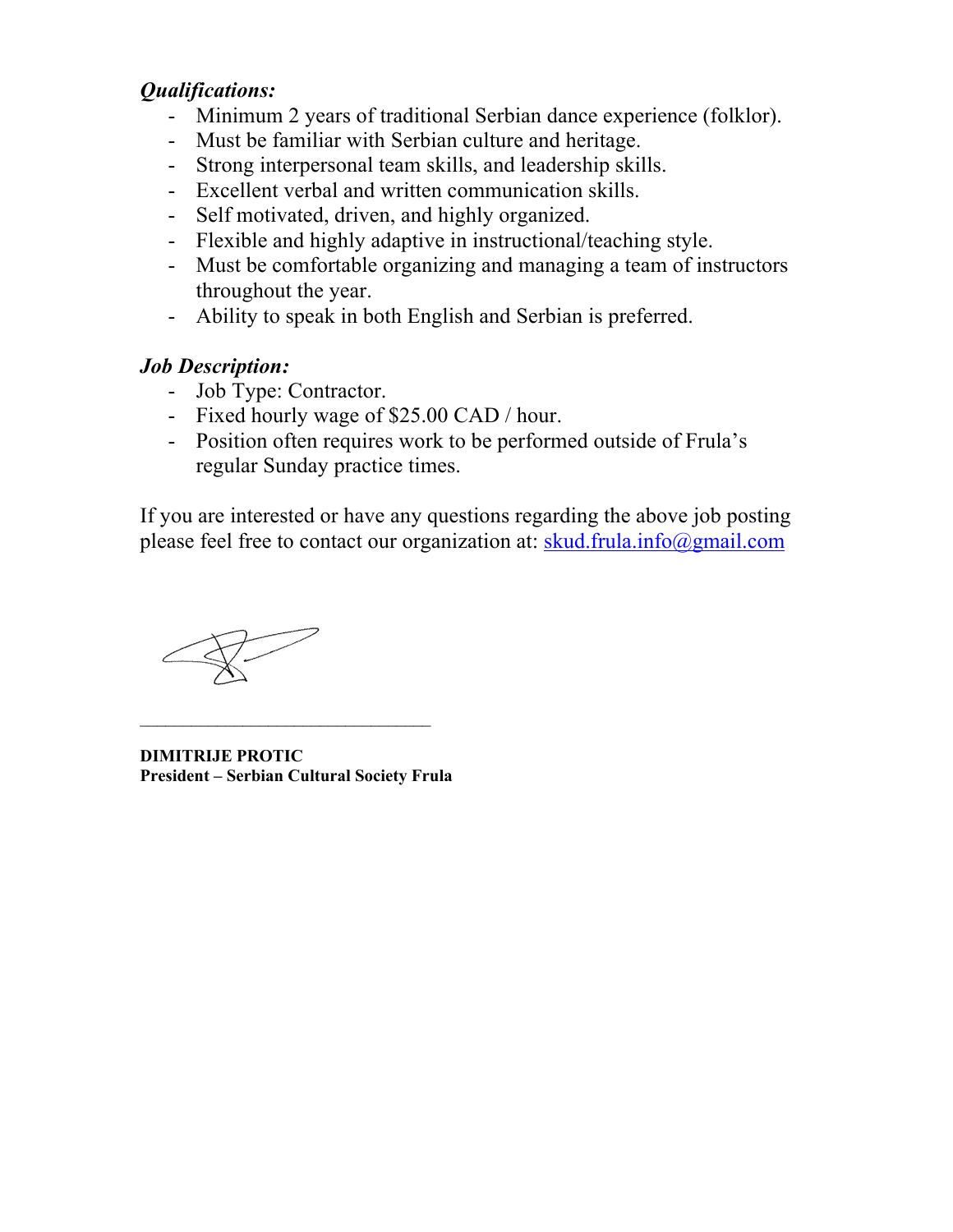***Qualifications:***

- Minimum 2 years of traditional Serbian dance experience (folklor).
- Must be familiar with Serbian culture and heritage.
- Strong interpersonal team skills, and leadership skills.
- Excellent verbal and written communication skills.
- Self motivated, driven, and highly organized.
- Flexible and highly adaptive in instructional/teaching style.
- Must be comfortable organizing and managing a team of instructors throughout the year.
- Ability to speak in both English and Serbian is preferred.

***Job Description:***

- Job Type: Contractor.
- Fixed hourly wage of $25.00 CAD / hour.
- Position often requires work to be performed outside of Frula's regular Sunday practice times.

If you are interested or have any questions regarding the above job posting please feel free to contact our organization at: skud.frula.info@gmail.com

______________________________

**DIMITRIJE PROTIC**
**President – Serbian Cultural Society Frula**